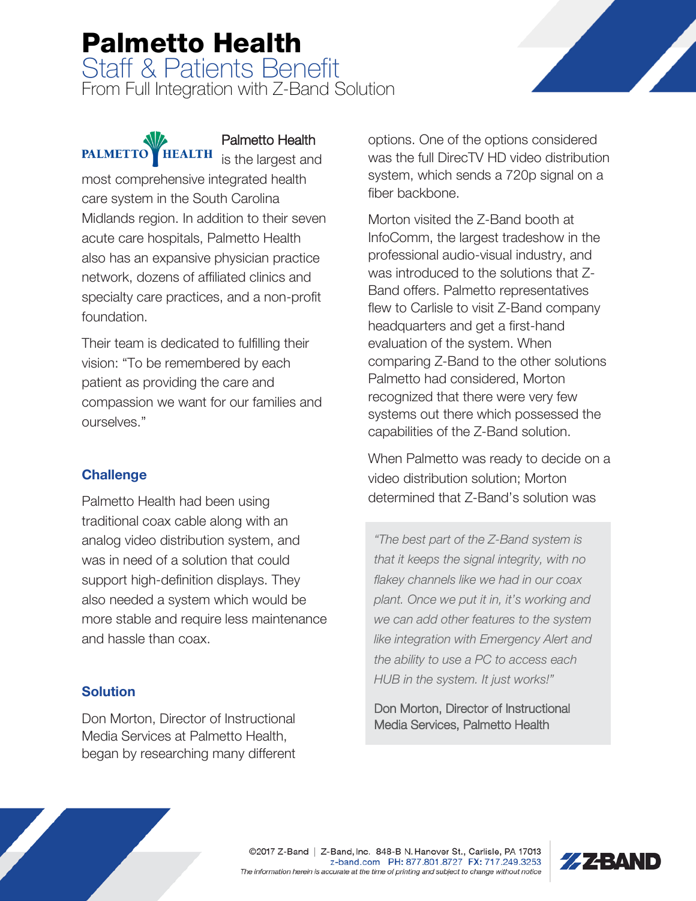# Palmetto Health

## Staff & Patients Benefit

From Full Integration with Z-Band Solution

Palmetto Health is the largest and most comprehensive integrated health care system in the South Carolina Midlands region. In addition to their seven acute care hospitals, Palmetto Health also has an expansive physician practice network, dozens of affiliated clinics and specialty care practices, and a non-profit foundation.

Their team is dedicated to fulfilling their vision: "To be remembered by each patient as providing the care and compassion we want for our families and ourselves."

### Challenge

Palmetto Health had been using traditional coax cable along with an analog video distribution system, and was in need of a solution that could support high-definition displays. They also needed a system which would be more stable and require less maintenance and hassle than coax.

### Solution

Don Morton, Director of Instructional Media Services at Palmetto Health, began by researching many different options. One of the options considered was the full DirecTV HD video distribution system, which sends a 720p signal on a fiber backbone.

Morton visited the Z-Band booth at InfoComm, the largest tradeshow in the professional audio-visual industry, and was introduced to the solutions that Z-Band offers. Palmetto representatives flew to Carlisle to visit Z-Band company headquarters and get a first-hand evaluation of the system. When comparing Z-Band to the other solutions Palmetto had considered, Morton recognized that there were very few systems out there which possessed the capabilities of the Z-Band solution.

When Palmetto was ready to decide on a video distribution solution; Morton determined that Z-Band's solution was

> *"The best part of the Z-Band system is that it keeps the signal integrity, with no flakey channels like we had in our coax plant. Once we put it in, it's working and we can add other features to the system like integration with Emergency Alert and the ability to use a PC to access each HUB in the system. It just works!"*
>
> Don Morton, Director of Instructional Media Services, Palmetto Health

©2017 Z-Band | Z-Band, Inc. 848-B N. Hanover St., Carlisle, PA 17013
z-band.com PH: 877.801.8727 FX: 717.249.3253
*The information herein is accurate at the time of printing and subject to change without notice*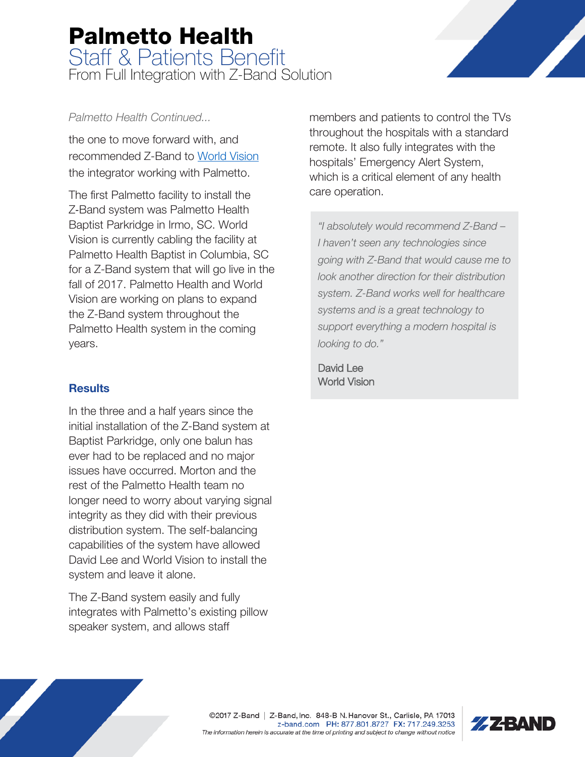# Palmetto Health

## Staff & Patients Benefit

From Full Integration with Z-Band Solution

*Palmetto Health Continued...*

the one to move forward with, and recommended Z-Band to [World Vision](#) the integrator working with Palmetto.

The first Palmetto facility to install the Z-Band system was Palmetto Health Baptist Parkridge in Irmo, SC. World Vision is currently cabling the facility at Palmetto Health Baptist in Columbia, SC for a Z-Band system that will go live in the fall of 2017. Palmetto Health and World Vision are working on plans to expand the Z-Band system throughout the Palmetto Health system in the coming years.

### Results

In the three and a half years since the initial installation of the Z-Band system at Baptist Parkridge, only one balun has ever had to be replaced and no major issues have occurred. Morton and the rest of the Palmetto Health team no longer need to worry about varying signal integrity as they did with their previous distribution system. The self-balancing capabilities of the system have allowed David Lee and World Vision to install the system and leave it alone.

The Z-Band system easily and fully integrates with Palmetto's existing pillow speaker system, and allows staff members and patients to control the TVs throughout the hospitals with a standard remote. It also fully integrates with the hospitals' Emergency Alert System, which is a critical element of any health care operation.

> *"I absolutely would recommend Z-Band – I haven't seen any technologies since going with Z-Band that would cause me to look another direction for their distribution system. Z-Band works well for healthcare systems and is a great technology to support everything a modern hospital is looking to do."*
>
> David Lee
> World Vision

©2017 Z-Band | Z-Band, Inc. 848-B N. Hanover St., Carlisle, PA 17013
z-band.com PH: 877.801.8727 FX: 717.249.3253
*The information herein is accurate at the time of printing and subject to change without notice*

Z-BAND